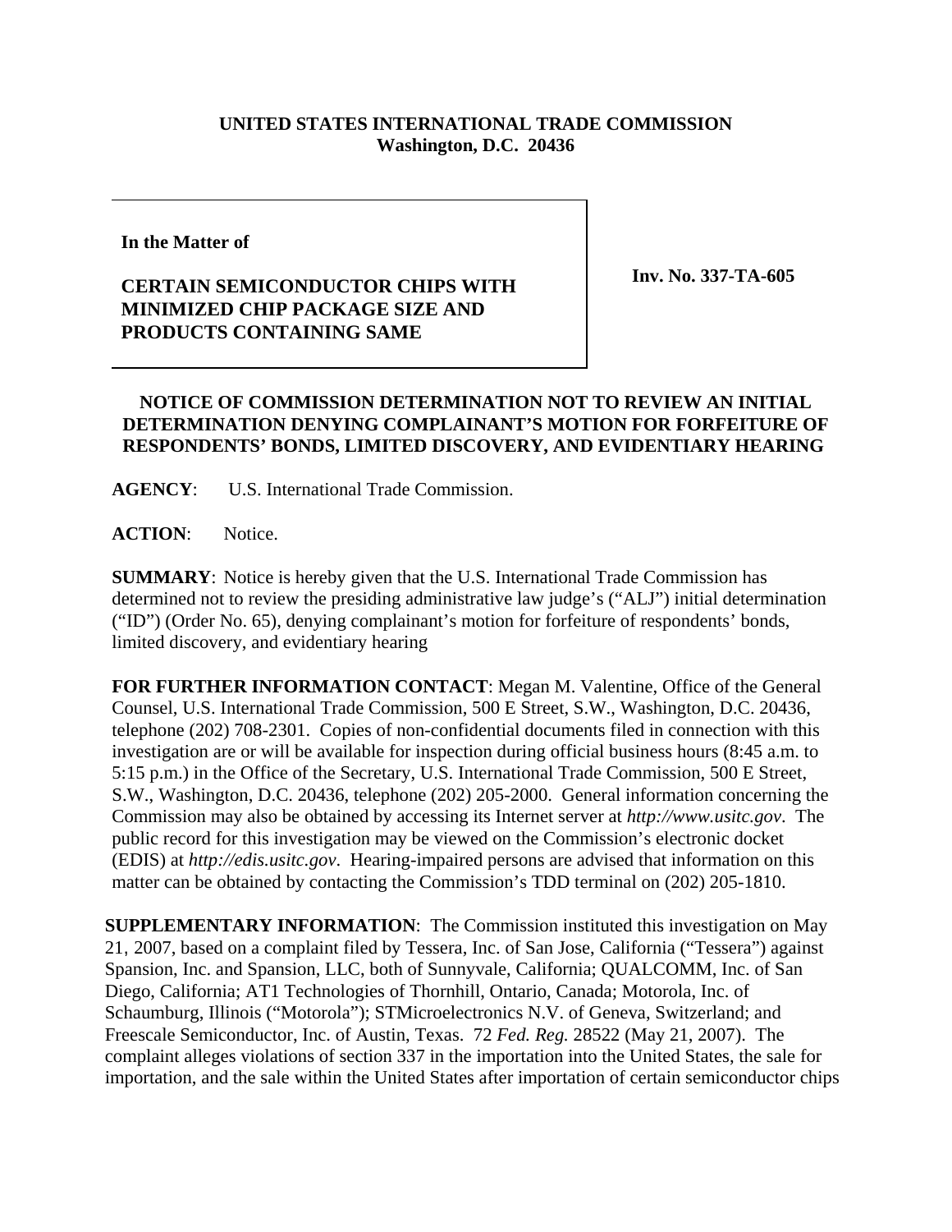**UNITED STATES INTERNATIONAL TRADE COMMISSION**
**Washington, D.C. 20436**

**In the Matter of**

**CERTAIN SEMICONDUCTOR CHIPS WITH MINIMIZED CHIP PACKAGE SIZE AND PRODUCTS CONTAINING SAME**

**Inv. No. 337-TA-605**

**NOTICE OF COMMISSION DETERMINATION NOT TO REVIEW AN INITIAL DETERMINATION DENYING COMPLAINANT'S MOTION FOR FORFEITURE OF RESPONDENTS' BONDS, LIMITED DISCOVERY, AND EVIDENTIARY HEARING**

**AGENCY**: U.S. International Trade Commission.

**ACTION**: Notice.

**SUMMARY**: Notice is hereby given that the U.S. International Trade Commission has determined not to review the presiding administrative law judge's ("ALJ") initial determination ("ID") (Order No. 65), denying complainant's motion for forfeiture of respondents' bonds, limited discovery, and evidentiary hearing

**FOR FURTHER INFORMATION CONTACT**: Megan M. Valentine, Office of the General Counsel, U.S. International Trade Commission, 500 E Street, S.W., Washington, D.C. 20436, telephone (202) 708-2301. Copies of non-confidential documents filed in connection with this investigation are or will be available for inspection during official business hours (8:45 a.m. to 5:15 p.m.) in the Office of the Secretary, U.S. International Trade Commission, 500 E Street, S.W., Washington, D.C. 20436, telephone (202) 205-2000. General information concerning the Commission may also be obtained by accessing its Internet server at *http://www.usitc.gov*. The public record for this investigation may be viewed on the Commission's electronic docket (EDIS) at *http://edis.usitc.gov*. Hearing-impaired persons are advised that information on this matter can be obtained by contacting the Commission's TDD terminal on (202) 205-1810.

**SUPPLEMENTARY INFORMATION**: The Commission instituted this investigation on May 21, 2007, based on a complaint filed by Tessera, Inc. of San Jose, California ("Tessera") against Spansion, Inc. and Spansion, LLC, both of Sunnyvale, California; QUALCOMM, Inc. of San Diego, California; AT1 Technologies of Thornhill, Ontario, Canada; Motorola, Inc. of Schaumburg, Illinois ("Motorola"); STMicroelectronics N.V. of Geneva, Switzerland; and Freescale Semiconductor, Inc. of Austin, Texas. 72 *Fed. Reg.* 28522 (May 21, 2007). The complaint alleges violations of section 337 in the importation into the United States, the sale for importation, and the sale within the United States after importation of certain semiconductor chips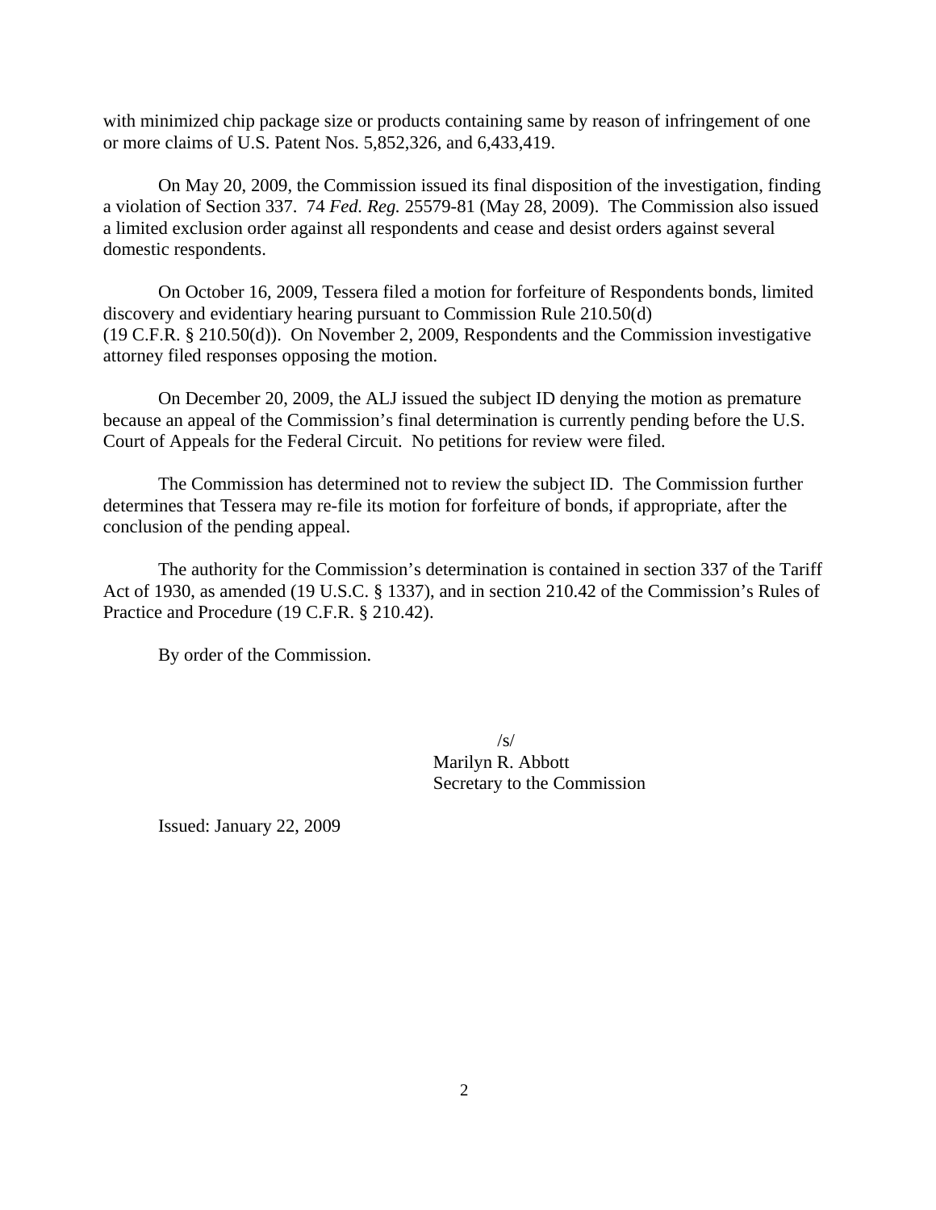with minimized chip package size or products containing same by reason of infringement of one or more claims of U.S. Patent Nos. 5,852,326, and 6,433,419.

On May 20, 2009, the Commission issued its final disposition of the investigation, finding a violation of Section 337. 74 *Fed. Reg.* 25579-81 (May 28, 2009). The Commission also issued a limited exclusion order against all respondents and cease and desist orders against several domestic respondents.

On October 16, 2009, Tessera filed a motion for forfeiture of Respondents bonds, limited discovery and evidentiary hearing pursuant to Commission Rule 210.50(d) (19 C.F.R. § 210.50(d)). On November 2, 2009, Respondents and the Commission investigative attorney filed responses opposing the motion.

On December 20, 2009, the ALJ issued the subject ID denying the motion as premature because an appeal of the Commission's final determination is currently pending before the U.S. Court of Appeals for the Federal Circuit. No petitions for review were filed.

The Commission has determined not to review the subject ID. The Commission further determines that Tessera may re-file its motion for forfeiture of bonds, if appropriate, after the conclusion of the pending appeal.

The authority for the Commission's determination is contained in section 337 of the Tariff Act of 1930, as amended (19 U.S.C. § 1337), and in section 210.42 of the Commission's Rules of Practice and Procedure (19 C.F.R. § 210.42).

By order of the Commission.

/s/
Marilyn R. Abbott
Secretary to the Commission

Issued: January 22, 2009